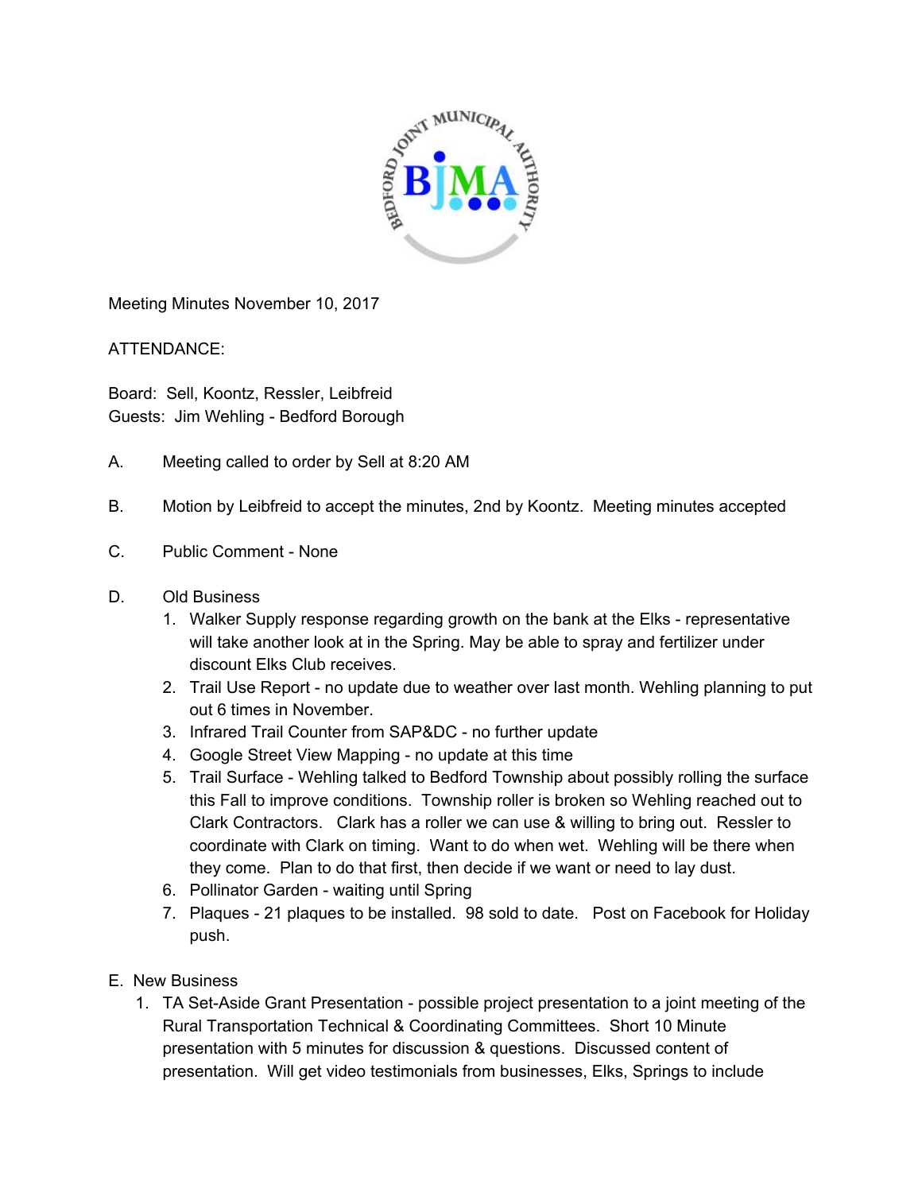Meeting Minutes November 10, 2017

ATTENDANCE:

Board: Sell, Koontz, Ressler, Leibfreid
Guests: Jim Wehling - Bedford Borough

A. Meeting called to order by Sell at 8:20 AM

B. Motion by Leibfreid to accept the minutes, 2nd by Koontz. Meeting minutes accepted

C. Public Comment - None

D. Old Business
   1. Walker Supply response regarding growth on the bank at the Elks - representative will take another look at in the Spring. May be able to spray and fertilizer under discount Elks Club receives.
   2. Trail Use Report - no update due to weather over last month. Wehling planning to put out 6 times in November.
   3. Infrared Trail Counter from SAP&DC - no further update
   4. Google Street View Mapping - no update at this time
   5. Trail Surface - Wehling talked to Bedford Township about possibly rolling the surface this Fall to improve conditions. Township roller is broken so Wehling reached out to Clark Contractors. Clark has a roller we can use & willing to bring out. Ressler to coordinate with Clark on timing. Want to do when wet. Wehling will be there when they come. Plan to do that first, then decide if we want or need to lay dust.
   6. Pollinator Garden - waiting until Spring
   7. Plaques - 21 plaques to be installed. 98 sold to date. Post on Facebook for Holiday push.

E. New Business
   1. TA Set-Aside Grant Presentation - possible project presentation to a joint meeting of the Rural Transportation Technical & Coordinating Committees. Short 10 Minute presentation with 5 minutes for discussion & questions. Discussed content of presentation. Will get video testimonials from businesses, Elks, Springs to include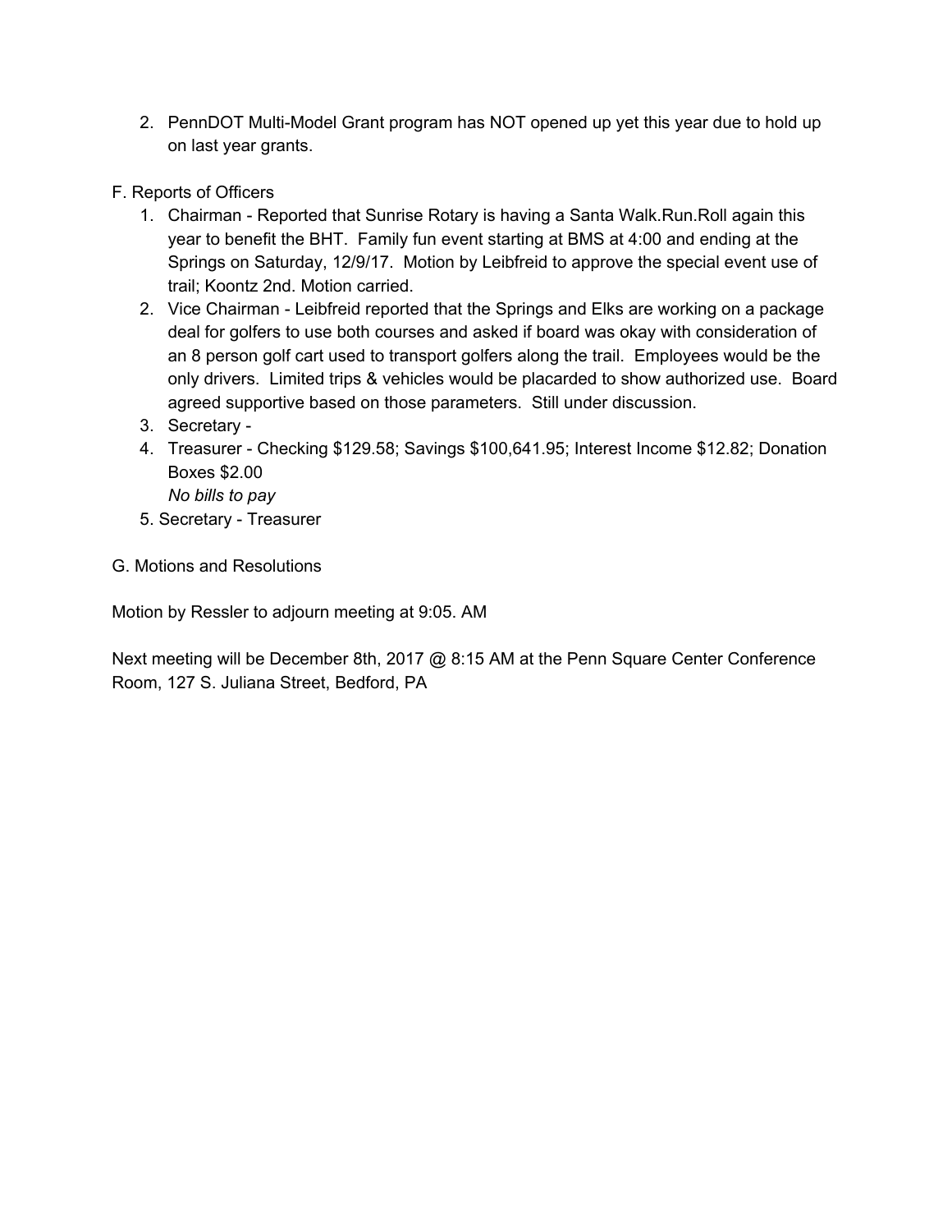2. PennDOT Multi-Model Grant program has NOT opened up yet this year due to hold up on last year grants.

F. Reports of Officers

1. Chairman - Reported that Sunrise Rotary is having a Santa Walk.Run.Roll again this year to benefit the BHT.  Family fun event starting at BMS at 4:00 and ending at the Springs on Saturday, 12/9/17.  Motion by Leibfreid to approve the special event use of trail; Koontz 2nd. Motion carried.
2. Vice Chairman - Leibfreid reported that the Springs and Elks are working on a package deal for golfers to use both courses and asked if board was okay with consideration of an 8 person golf cart used to transport golfers along the trail.  Employees would be the only drivers.  Limited trips & vehicles would be placarded to show authorized use.  Board agreed supportive based on those parameters.  Still under discussion.
3. Secretary -
4. Treasurer - Checking $129.58; Savings $100,641.95; Interest Income $12.82; Donation Boxes $2.00
   *No bills to pay*
5. Secretary - Treasurer

G. Motions and Resolutions

Motion by Ressler to adjourn meeting at 9:05. AM

Next meeting will be December 8th, 2017 @ 8:15 AM at the Penn Square Center Conference Room, 127 S. Juliana Street, Bedford, PA